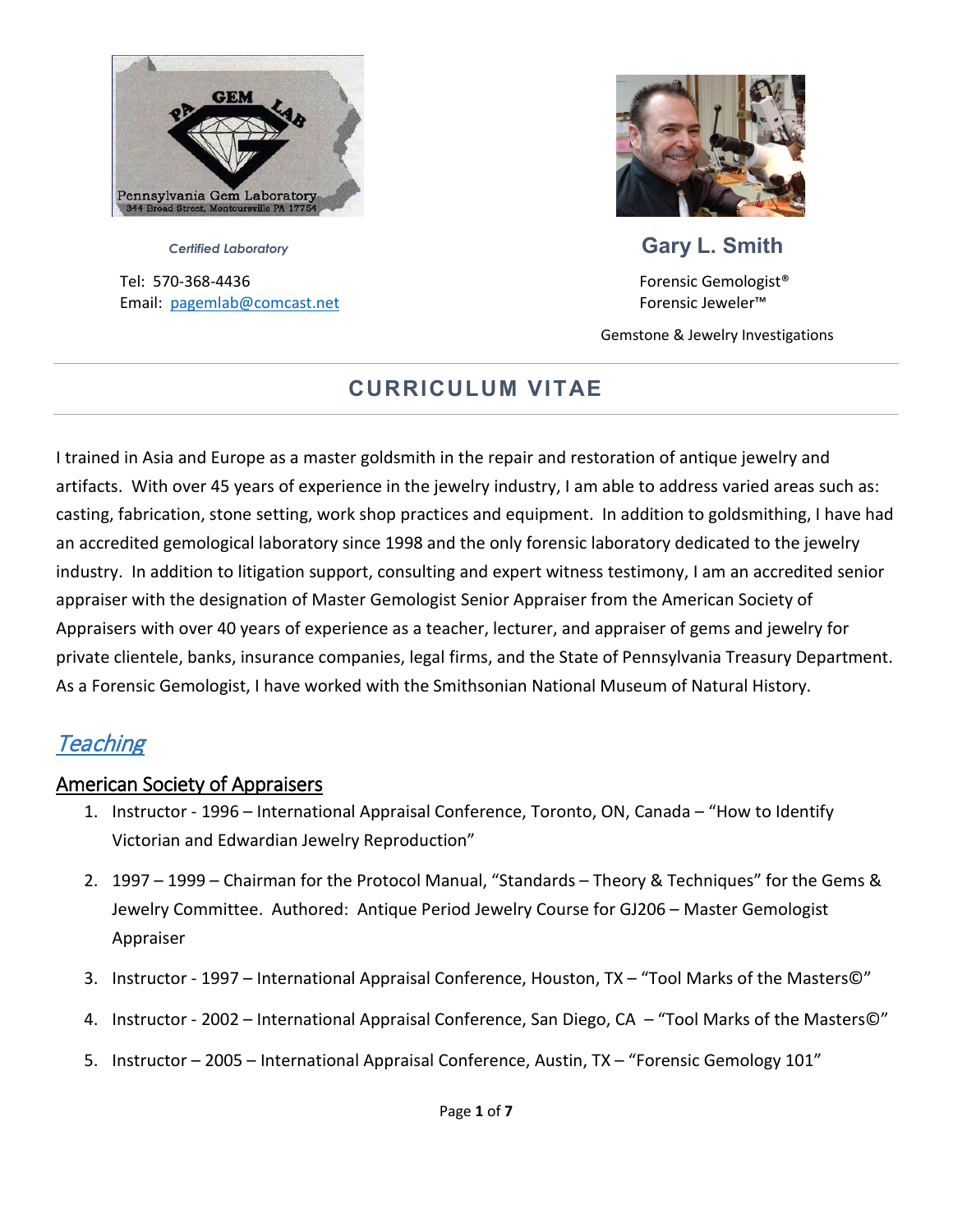Certified Laboratory

Tel: 570-368-4436
Email: pagemlab@comcast.net

**Gary L. Smith**

Forensic Gemologist®
Forensic Jeweler™

Gemstone & Jewelry Investigations

# CURRICULUM VITAE

I trained in Asia and Europe as a master goldsmith in the repair and restoration of antique jewelry and artifacts. With over 45 years of experience in the jewelry industry, I am able to address varied areas such as: casting, fabrication, stone setting, work shop practices and equipment. In addition to goldsmithing, I have had an accredited gemological laboratory since 1998 and the only forensic laboratory dedicated to the jewelry industry. In addition to litigation support, consulting and expert witness testimony, I am an accredited senior appraiser with the designation of Master Gemologist Senior Appraiser from the American Society of Appraisers with over 40 years of experience as a teacher, lecturer, and appraiser of gems and jewelry for private clientele, banks, insurance companies, legal firms, and the State of Pennsylvania Treasury Department. As a Forensic Gemologist, I have worked with the Smithsonian National Museum of Natural History.

## *Teaching*

### American Society of Appraisers

1. Instructor - 1996 – International Appraisal Conference, Toronto, ON, Canada – "How to Identify Victorian and Edwardian Jewelry Reproduction"
2. 1997 – 1999 – Chairman for the Protocol Manual, "Standards – Theory & Techniques" for the Gems & Jewelry Committee. Authored: Antique Period Jewelry Course for GJ206 – Master Gemologist Appraiser
3. Instructor - 1997 – International Appraisal Conference, Houston, TX – "Tool Marks of the Masters©"
4. Instructor - 2002 – International Appraisal Conference, San Diego, CA – "Tool Marks of the Masters©"
5. Instructor – 2005 – International Appraisal Conference, Austin, TX – "Forensic Gemology 101"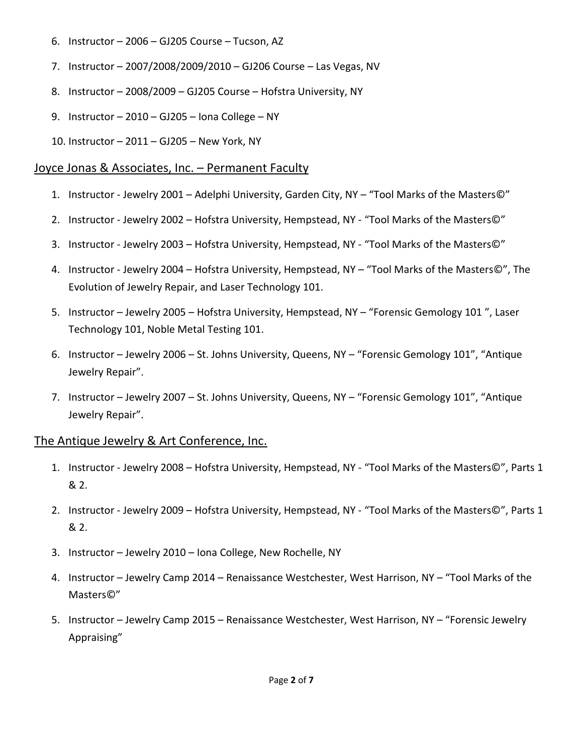6. Instructor – 2006 – GJ205 Course – Tucson, AZ
7. Instructor – 2007/2008/2009/2010 – GJ206 Course – Las Vegas, NV
8. Instructor – 2008/2009 – GJ205 Course – Hofstra University, NY
9. Instructor – 2010 – GJ205 – Iona College – NY
10. Instructor – 2011 – GJ205 – New York, NY

## Joyce Jonas & Associates, Inc. – Permanent Faculty

1. Instructor - Jewelry 2001 – Adelphi University, Garden City, NY – "Tool Marks of the Masters©"
2. Instructor - Jewelry 2002 – Hofstra University, Hempstead, NY - "Tool Marks of the Masters©"
3. Instructor - Jewelry 2003 – Hofstra University, Hempstead, NY - "Tool Marks of the Masters©"
4. Instructor - Jewelry 2004 – Hofstra University, Hempstead, NY – "Tool Marks of the Masters©", The Evolution of Jewelry Repair, and Laser Technology 101.
5. Instructor – Jewelry 2005 – Hofstra University, Hempstead, NY – "Forensic Gemology 101 ", Laser Technology 101, Noble Metal Testing 101.
6. Instructor – Jewelry 2006 – St. Johns University, Queens, NY – "Forensic Gemology 101", "Antique Jewelry Repair".
7. Instructor – Jewelry 2007 – St. Johns University, Queens, NY – "Forensic Gemology 101", "Antique Jewelry Repair".

## The Antique Jewelry & Art Conference, Inc.

1. Instructor - Jewelry 2008 – Hofstra University, Hempstead, NY - "Tool Marks of the Masters©", Parts 1 & 2.
2. Instructor - Jewelry 2009 – Hofstra University, Hempstead, NY - "Tool Marks of the Masters©", Parts 1 & 2.
3. Instructor – Jewelry 2010 – Iona College, New Rochelle, NY
4. Instructor – Jewelry Camp 2014 – Renaissance Westchester, West Harrison, NY – "Tool Marks of the Masters©"
5. Instructor – Jewelry Camp 2015 – Renaissance Westchester, West Harrison, NY – "Forensic Jewelry Appraising"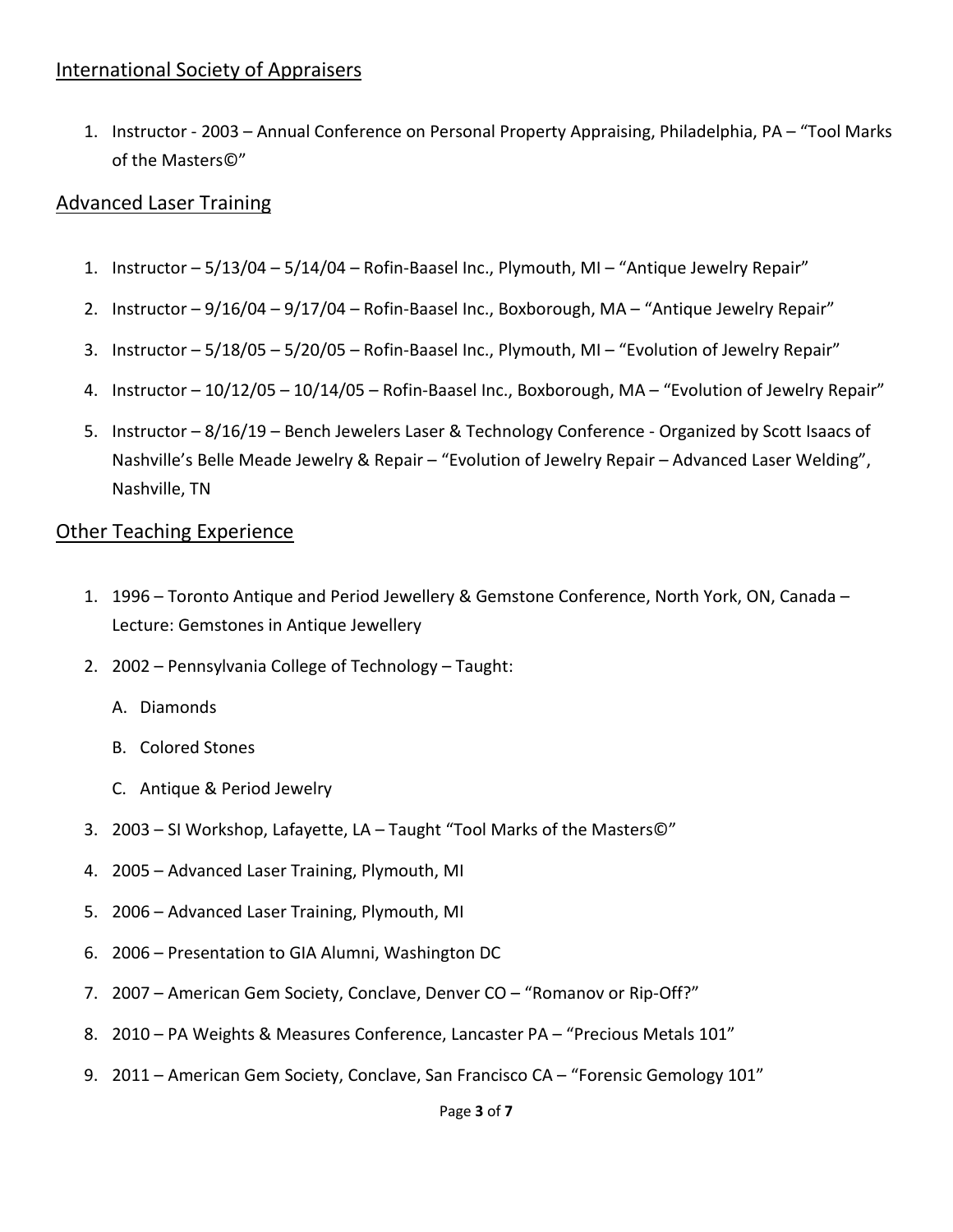## International Society of Appraisers

1. Instructor - 2003 – Annual Conference on Personal Property Appraising, Philadelphia, PA – "Tool Marks of the Masters©"

## Advanced Laser Training

1. Instructor – 5/13/04 – 5/14/04 – Rofin-Baasel Inc., Plymouth, MI – "Antique Jewelry Repair"
2. Instructor – 9/16/04 – 9/17/04 – Rofin-Baasel Inc., Boxborough, MA – "Antique Jewelry Repair"
3. Instructor – 5/18/05 – 5/20/05 – Rofin-Baasel Inc., Plymouth, MI – "Evolution of Jewelry Repair"
4. Instructor – 10/12/05 – 10/14/05 – Rofin-Baasel Inc., Boxborough, MA – "Evolution of Jewelry Repair"
5. Instructor – 8/16/19 – Bench Jewelers Laser & Technology Conference - Organized by Scott Isaacs of Nashville's Belle Meade Jewelry & Repair – "Evolution of Jewelry Repair – Advanced Laser Welding", Nashville, TN

## Other Teaching Experience

1. 1996 – Toronto Antique and Period Jewellery & Gemstone Conference, North York, ON, Canada – Lecture: Gemstones in Antique Jewellery
2. 2002 – Pennsylvania College of Technology – Taught:
   A. Diamonds
   B. Colored Stones
   C. Antique & Period Jewelry
3. 2003 – SI Workshop, Lafayette, LA – Taught "Tool Marks of the Masters©"
4. 2005 – Advanced Laser Training, Plymouth, MI
5. 2006 – Advanced Laser Training, Plymouth, MI
6. 2006 – Presentation to GIA Alumni, Washington DC
7. 2007 – American Gem Society, Conclave, Denver CO – "Romanov or Rip-Off?"
8. 2010 – PA Weights & Measures Conference, Lancaster PA – "Precious Metals 101"
9. 2011 – American Gem Society, Conclave, San Francisco CA – "Forensic Gemology 101"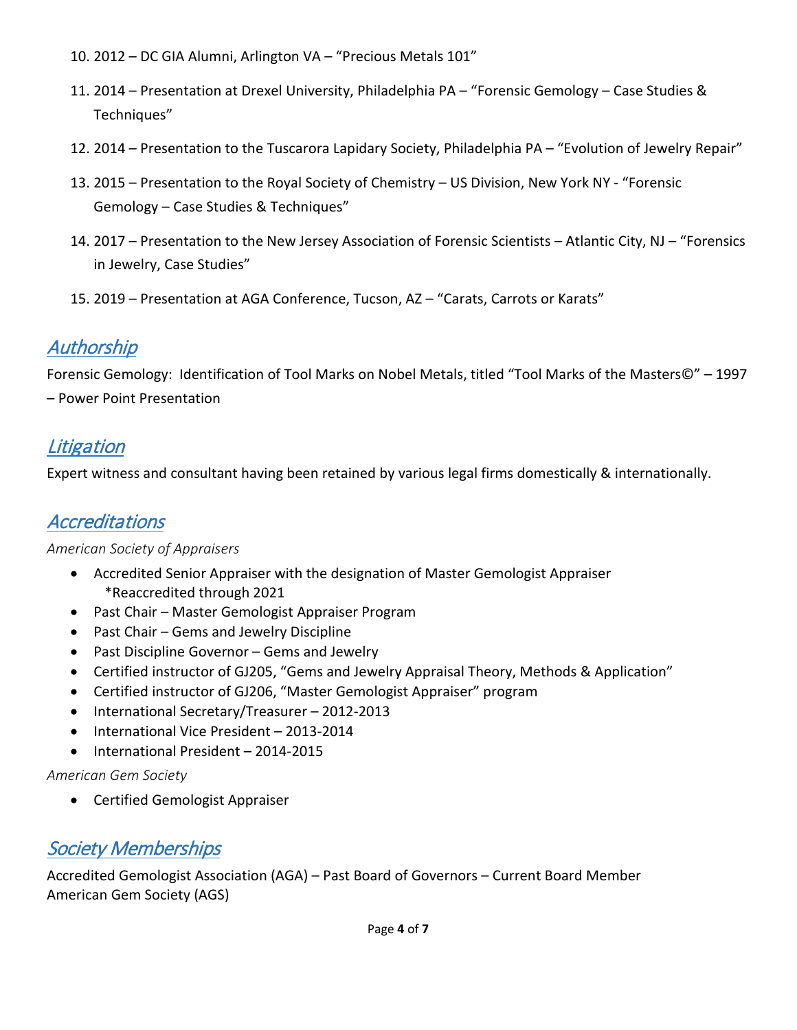10. 2012 – DC GIA Alumni, Arlington VA – “Precious Metals 101”
11. 2014 – Presentation at Drexel University, Philadelphia PA – “Forensic Gemology – Case Studies & Techniques”
12. 2014 – Presentation to the Tuscarora Lapidary Society, Philadelphia PA – “Evolution of Jewelry Repair”
13. 2015 – Presentation to the Royal Society of Chemistry – US Division, New York NY - “Forensic Gemology – Case Studies & Techniques”
14. 2017 – Presentation to the New Jersey Association of Forensic Scientists – Atlantic City, NJ – “Forensics in Jewelry, Case Studies”
15. 2019 – Presentation at AGA Conference, Tucson, AZ – “Carats, Carrots or Karats”

## *Authorship*

Forensic Gemology: Identification of Tool Marks on Nobel Metals, titled “Tool Marks of the Masters©” – 1997 – Power Point Presentation

## *Litigation*

Expert witness and consultant having been retained by various legal firms domestically & internationally.

## *Accreditations*

*American Society of Appraisers*

- Accredited Senior Appraiser with the designation of Master Gemologist Appraiser
  *Reaccredited through 2021
- Past Chair – Master Gemologist Appraiser Program
- Past Chair – Gems and Jewelry Discipline
- Past Discipline Governor – Gems and Jewelry
- Certified instructor of GJ205, “Gems and Jewelry Appraisal Theory, Methods & Application”
- Certified instructor of GJ206, “Master Gemologist Appraiser” program
- International Secretary/Treasurer – 2012-2013
- International Vice President – 2013-2014
- International President – 2014-2015

*American Gem Society*

- Certified Gemologist Appraiser

## *Society Memberships*

Accredited Gemologist Association (AGA) – Past Board of Governors – Current Board Member
American Gem Society (AGS)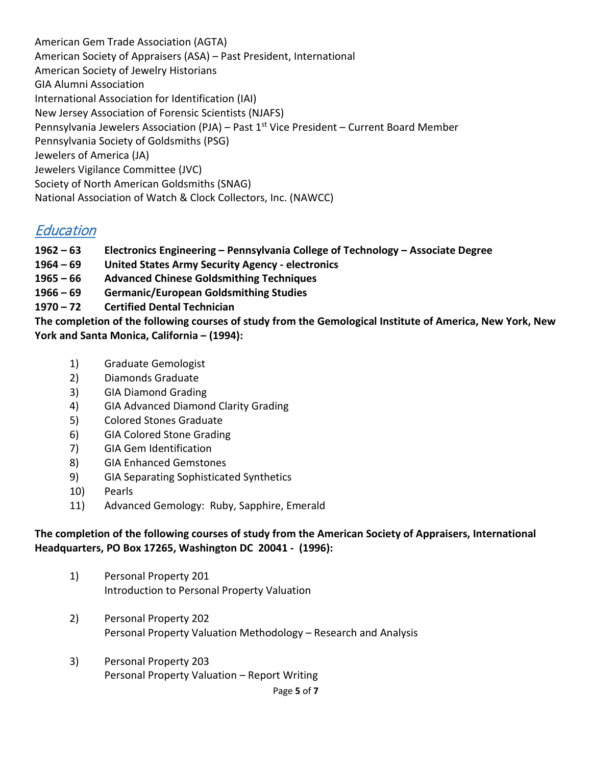American Gem Trade Association (AGTA)
American Society of Appraisers (ASA) – Past President, International
American Society of Jewelry Historians
GIA Alumni Association
International Association for Identification (IAI)
New Jersey Association of Forensic Scientists (NJAFS)
Pennsylvania Jewelers Association (PJA) – Past 1st Vice President – Current Board Member
Pennsylvania Society of Goldsmiths (PSG)
Jewelers of America (JA)
Jewelers Vigilance Committee (JVC)
Society of North American Goldsmiths (SNAG)
National Association of Watch & Clock Collectors, Inc. (NAWCC)

## *Education*

**1962 – 63 Electronics Engineering – Pennsylvania College of Technology – Associate Degree**
**1964 – 69 United States Army Security Agency - electronics**
**1965 – 66 Advanced Chinese Goldsmithing Techniques**
**1966 – 69 Germanic/European Goldsmithing Studies**
**1970 – 72 Certified Dental Technician**

**The completion of the following courses of study from the Gemological Institute of America, New York, New York and Santa Monica, California – (1994):**

1) Graduate Gemologist
2) Diamonds Graduate
3) GIA Diamond Grading
4) GIA Advanced Diamond Clarity Grading
5) Colored Stones Graduate
6) GIA Colored Stone Grading
7) GIA Gem Identification
8) GIA Enhanced Gemstones
9) GIA Separating Sophisticated Synthetics
10) Pearls
11) Advanced Gemology: Ruby, Sapphire, Emerald

**The completion of the following courses of study from the American Society of Appraisers, International Headquarters, PO Box 17265, Washington DC 20041 - (1996):**

1) Personal Property 201
   Introduction to Personal Property Valuation

2) Personal Property 202
   Personal Property Valuation Methodology – Research and Analysis

3) Personal Property 203
   Personal Property Valuation – Report Writing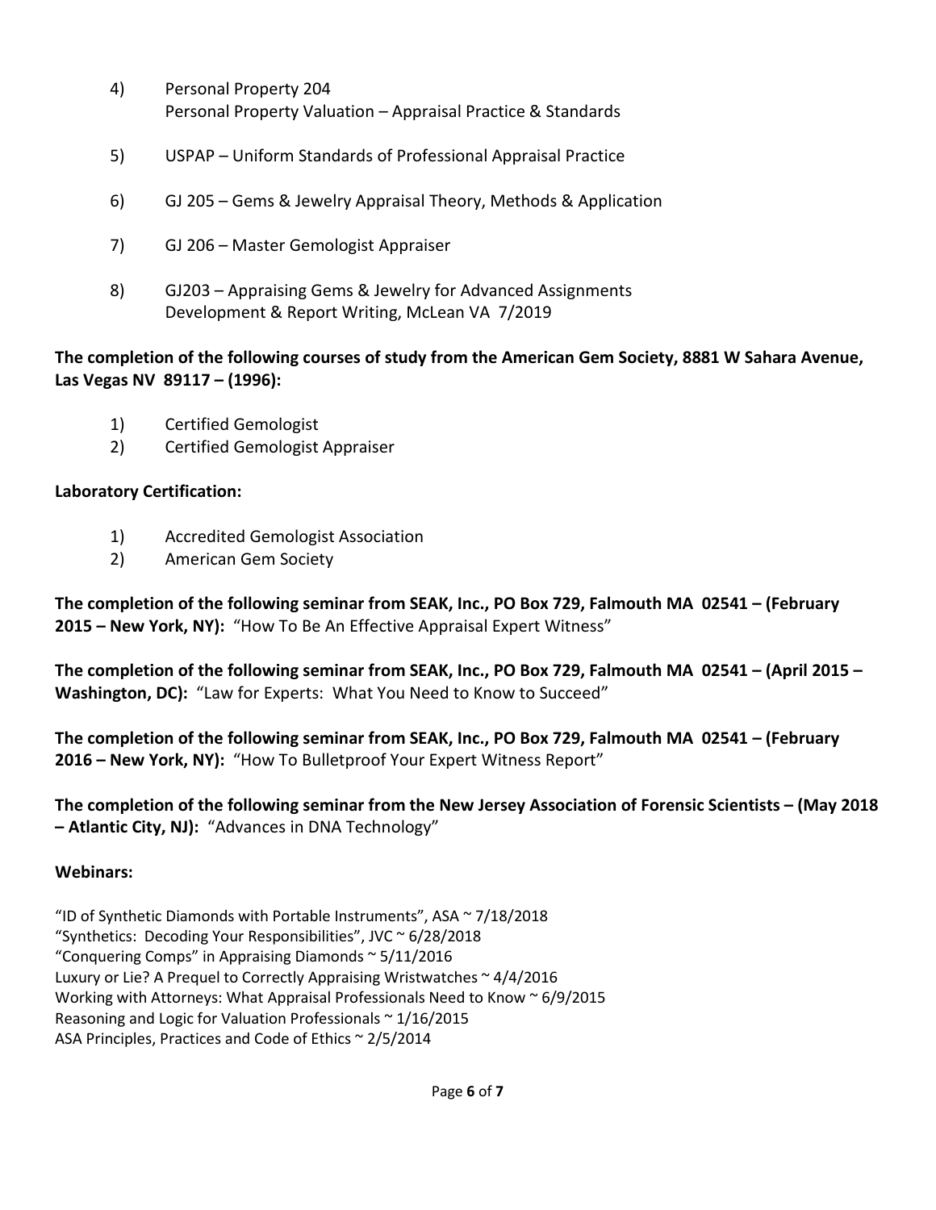4) Personal Property 204
   Personal Property Valuation – Appraisal Practice & Standards

5) USPAP – Uniform Standards of Professional Appraisal Practice

6) GJ 205 – Gems & Jewelry Appraisal Theory, Methods & Application

7) GJ 206 – Master Gemologist Appraiser

8) GJ203 – Appraising Gems & Jewelry for Advanced Assignments
   Development & Report Writing, McLean VA 7/2019

**The completion of the following courses of study from the American Gem Society, 8881 W Sahara Avenue, Las Vegas NV 89117 – (1996):**

1) Certified Gemologist
2) Certified Gemologist Appraiser

**Laboratory Certification:**

1) Accredited Gemologist Association
2) American Gem Society

**The completion of the following seminar from SEAK, Inc., PO Box 729, Falmouth MA 02541 – (February 2015 – New York, NY):** "How To Be An Effective Appraisal Expert Witness"

**The completion of the following seminar from SEAK, Inc., PO Box 729, Falmouth MA 02541 – (April 2015 – Washington, DC):** "Law for Experts: What You Need to Know to Succeed"

**The completion of the following seminar from SEAK, Inc., PO Box 729, Falmouth MA 02541 – (February 2016 – New York, NY):** "How To Bulletproof Your Expert Witness Report"

**The completion of the following seminar from the New Jersey Association of Forensic Scientists – (May 2018 – Atlantic City, NJ):** "Advances in DNA Technology"

**Webinars:**

"ID of Synthetic Diamonds with Portable Instruments", ASA ~ 7/18/2018
"Synthetics: Decoding Your Responsibilities", JVC ~ 6/28/2018
"Conquering Comps" in Appraising Diamonds ~ 5/11/2016
Luxury or Lie? A Prequel to Correctly Appraising Wristwatches ~ 4/4/2016
Working with Attorneys: What Appraisal Professionals Need to Know ~ 6/9/2015
Reasoning and Logic for Valuation Professionals ~ 1/16/2015
ASA Principles, Practices and Code of Ethics ~ 2/5/2014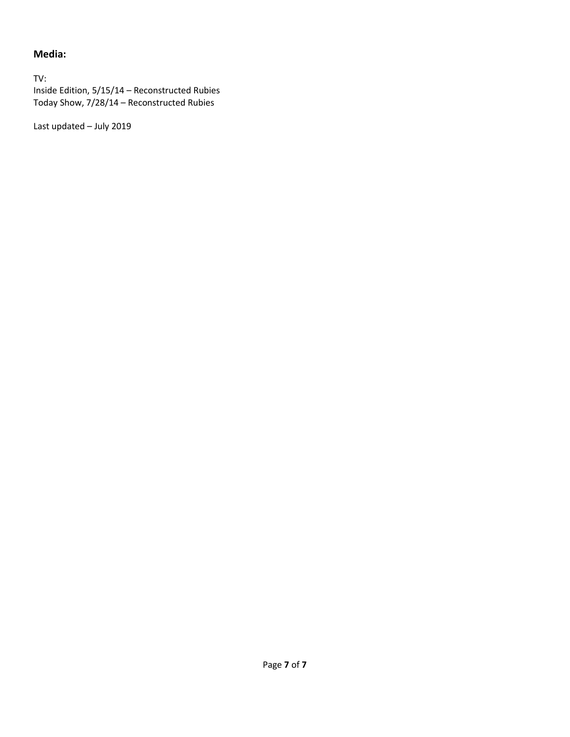## Media:

TV:
Inside Edition, 5/15/14 – Reconstructed Rubies
Today Show, 7/28/14 – Reconstructed Rubies

Last updated – July 2019